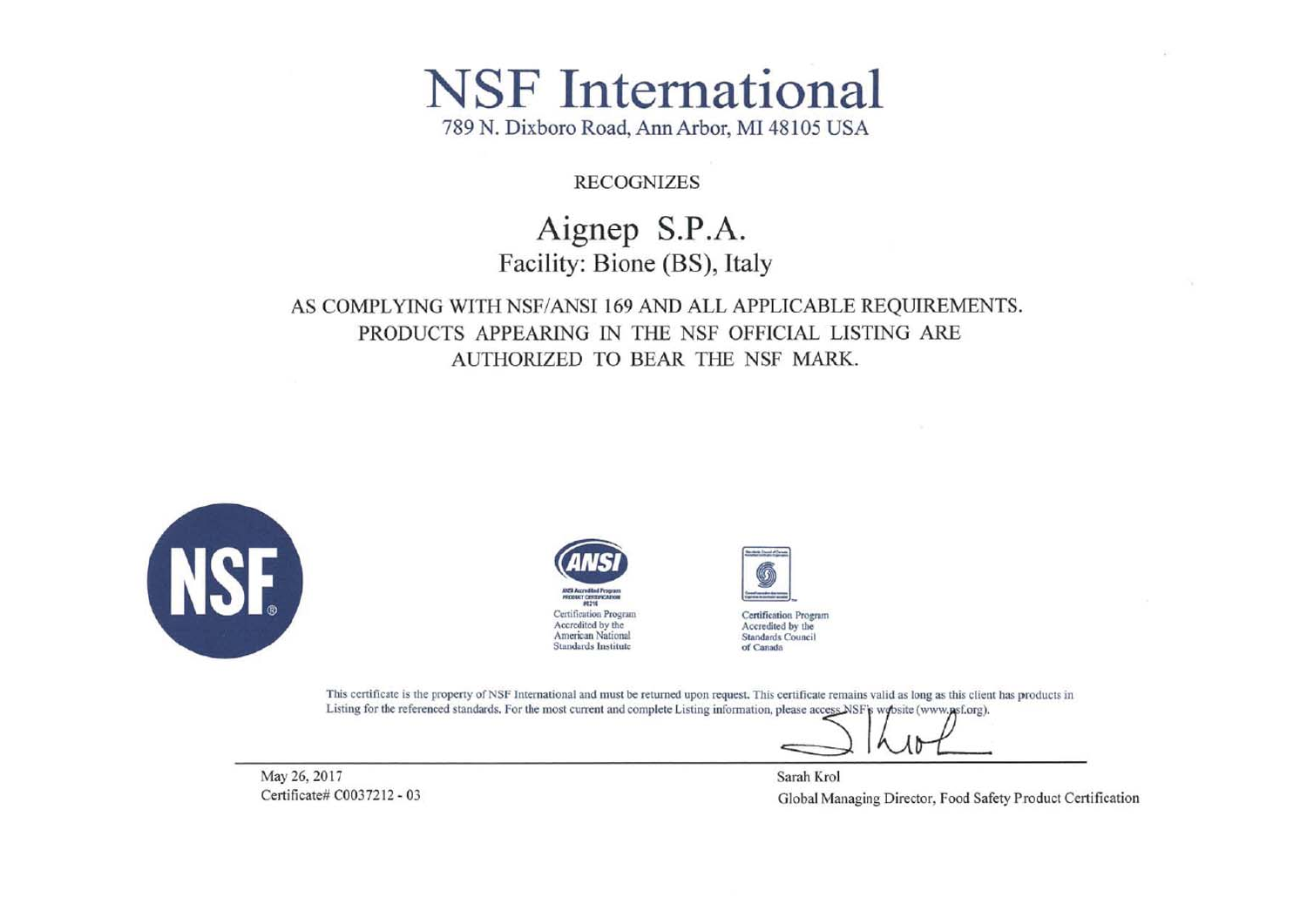# NSF International

789 N. Dixboro Road, Ann Arbor, MI 48105 USA

RECOGNIZES

## Aignep S.P.A.

Facility: Bione (BS), Italy

AS COMPLYING WITH NSF/ANSI 169 AND ALL APPLICABLE REQUIREMENTS. PRODUCTS APPEARING IN THE NSF OFFICIAL LISTING ARE AUTHORIZED TO BEAR THE NSF MARK.

NSF®

ANSI Accredited Program PRODUCT CERTIFICATION #0216

Certification Program Accredited by the American National Standards Institute

Certification Program Accredited by the Standards Council of Canada

This certificate is the property of NSF International and must be returned upon request. This certificate remains valid as long as this client has products in Listing for the referenced standards. For the most current and complete Listing information, please access NSF's website (www.nsf.org).

May 26, 2017

Certificate# C0037212 - 03

Sarah Krol

Global Managing Director, Food Safety Product Certification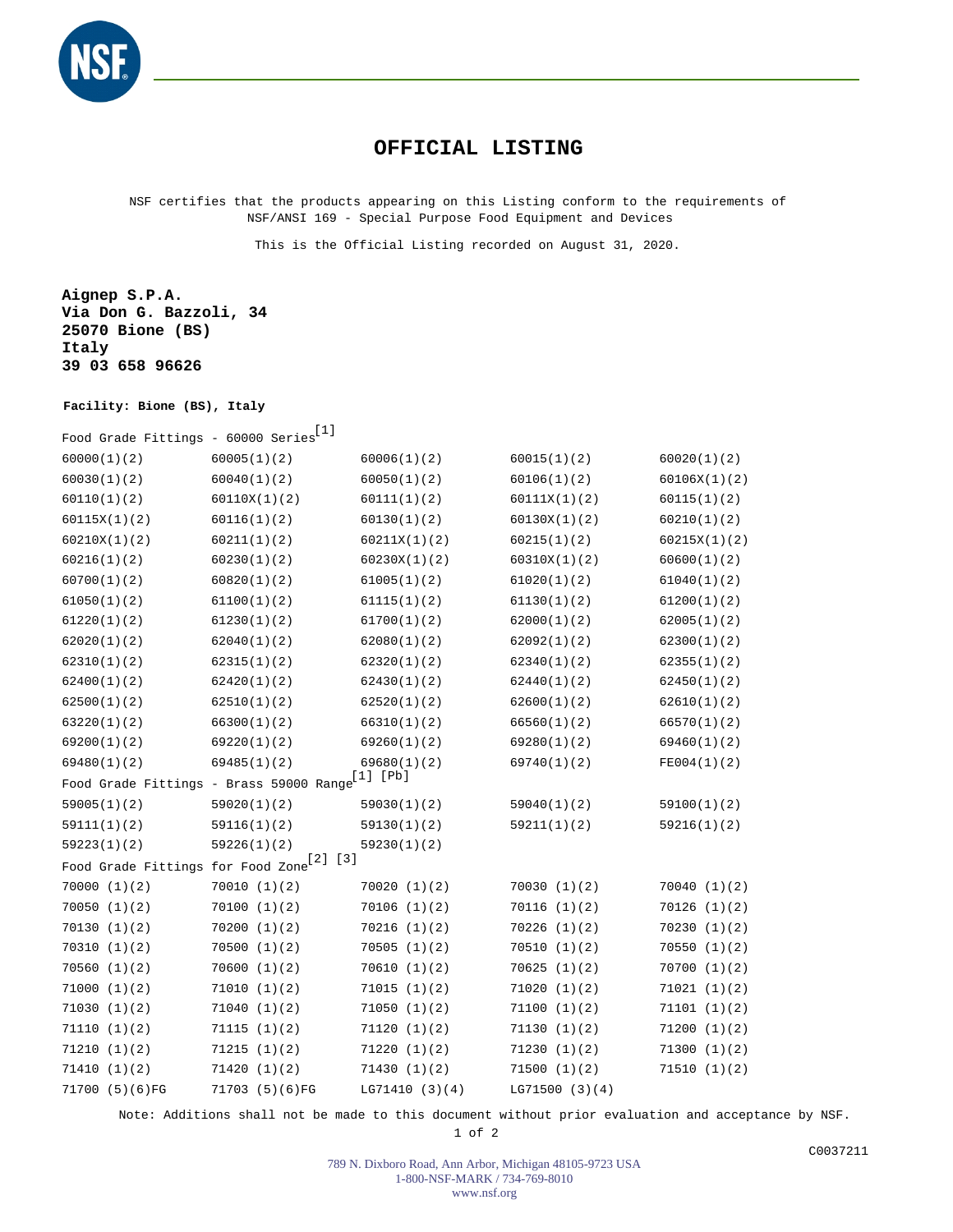# OFFICIAL LISTING

NSF certifies that the products appearing on this Listing conform to the requirements of NSF/ANSI 169 - Special Purpose Food Equipment and Devices

This is the Official Listing recorded on August 31, 2020.

**Aignep S.P.A.**
**Via Don G. Bazzoli, 34**
**25070 Bione (BS)**
**Italy**
**39 03 658 96626**

**Facility: Bione (BS), Italy**

Food Grade Fittings - 60000 Series[1]

| | | | | |
|---|---|---|---|---|
| 60000(1)(2) | 60005(1)(2) | 60006(1)(2) | 60015(1)(2) | 60020(1)(2) |
| 60030(1)(2) | 60040(1)(2) | 60050(1)(2) | 60106(1)(2) | 60106X(1)(2) |
| 60110(1)(2) | 60110X(1)(2) | 60111(1)(2) | 60111X(1)(2) | 60115(1)(2) |
| 60115X(1)(2) | 60116(1)(2) | 60130(1)(2) | 60130X(1)(2) | 60210(1)(2) |
| 60210X(1)(2) | 60211(1)(2) | 60211X(1)(2) | 60215(1)(2) | 60215X(1)(2) |
| 60216(1)(2) | 60230(1)(2) | 60230X(1)(2) | 60310X(1)(2) | 60600(1)(2) |
| 60700(1)(2) | 60820(1)(2) | 61005(1)(2) | 61020(1)(2) | 61040(1)(2) |
| 61050(1)(2) | 61100(1)(2) | 61115(1)(2) | 61130(1)(2) | 61200(1)(2) |
| 61220(1)(2) | 61230(1)(2) | 61700(1)(2) | 62000(1)(2) | 62005(1)(2) |
| 62020(1)(2) | 62040(1)(2) | 62080(1)(2) | 62092(1)(2) | 62300(1)(2) |
| 62310(1)(2) | 62315(1)(2) | 62320(1)(2) | 62340(1)(2) | 62355(1)(2) |
| 62400(1)(2) | 62420(1)(2) | 62430(1)(2) | 62440(1)(2) | 62450(1)(2) |
| 62500(1)(2) | 62510(1)(2) | 62520(1)(2) | 62600(1)(2) | 62610(1)(2) |
| 63220(1)(2) | 66300(1)(2) | 66310(1)(2) | 66560(1)(2) | 66570(1)(2) |
| 69200(1)(2) | 69220(1)(2) | 69260(1)(2) | 69280(1)(2) | 69460(1)(2) |
| 69480(1)(2) | 69485(1)(2) | 69680(1)(2) | 69740(1)(2) | FE004(1)(2) |

Food Grade Fittings - Brass 59000 Range[1] [Pb]

| | | | | |
|---|---|---|---|---|
| 59005(1)(2) | 59020(1)(2) | 59030(1)(2) | 59040(1)(2) | 59100(1)(2) |
| 59111(1)(2) | 59116(1)(2) | 59130(1)(2) | 59211(1)(2) | 59216(1)(2) |
| 59223(1)(2) | 59226(1)(2) | 59230(1)(2) | | |

Food Grade Fittings for Food Zone[2] [3]

| | | | | |
|---|---|---|---|---|
| 70000 (1)(2) | 70010 (1)(2) | 70020 (1)(2) | 70030 (1)(2) | 70040 (1)(2) |
| 70050 (1)(2) | 70100 (1)(2) | 70106 (1)(2) | 70116 (1)(2) | 70126 (1)(2) |
| 70130 (1)(2) | 70200 (1)(2) | 70216 (1)(2) | 70226 (1)(2) | 70230 (1)(2) |
| 70310 (1)(2) | 70500 (1)(2) | 70505 (1)(2) | 70510 (1)(2) | 70550 (1)(2) |
| 70560 (1)(2) | 70600 (1)(2) | 70610 (1)(2) | 70625 (1)(2) | 70700 (1)(2) |
| 71000 (1)(2) | 71010 (1)(2) | 71015 (1)(2) | 71020 (1)(2) | 71021 (1)(2) |
| 71030 (1)(2) | 71040 (1)(2) | 71050 (1)(2) | 71100 (1)(2) | 71101 (1)(2) |
| 71110 (1)(2) | 71115 (1)(2) | 71120 (1)(2) | 71130 (1)(2) | 71200 (1)(2) |
| 71210 (1)(2) | 71215 (1)(2) | 71220 (1)(2) | 71230 (1)(2) | 71300 (1)(2) |
| 71410 (1)(2) | 71420 (1)(2) | 71430 (1)(2) | 71500 (1)(2) | 71510 (1)(2) |
| 71700 (5)(6)FG | 71703 (5)(6)FG | LG71410 (3)(4) | LG71500 (3)(4) | |

Note: Additions shall not be made to this document without prior evaluation and acceptance by NSF.

C0037211

789 N. Dixboro Road, Ann Arbor, Michigan 48105-9723 USA
1-800-NSF-MARK / 734-769-8010
www.nsf.org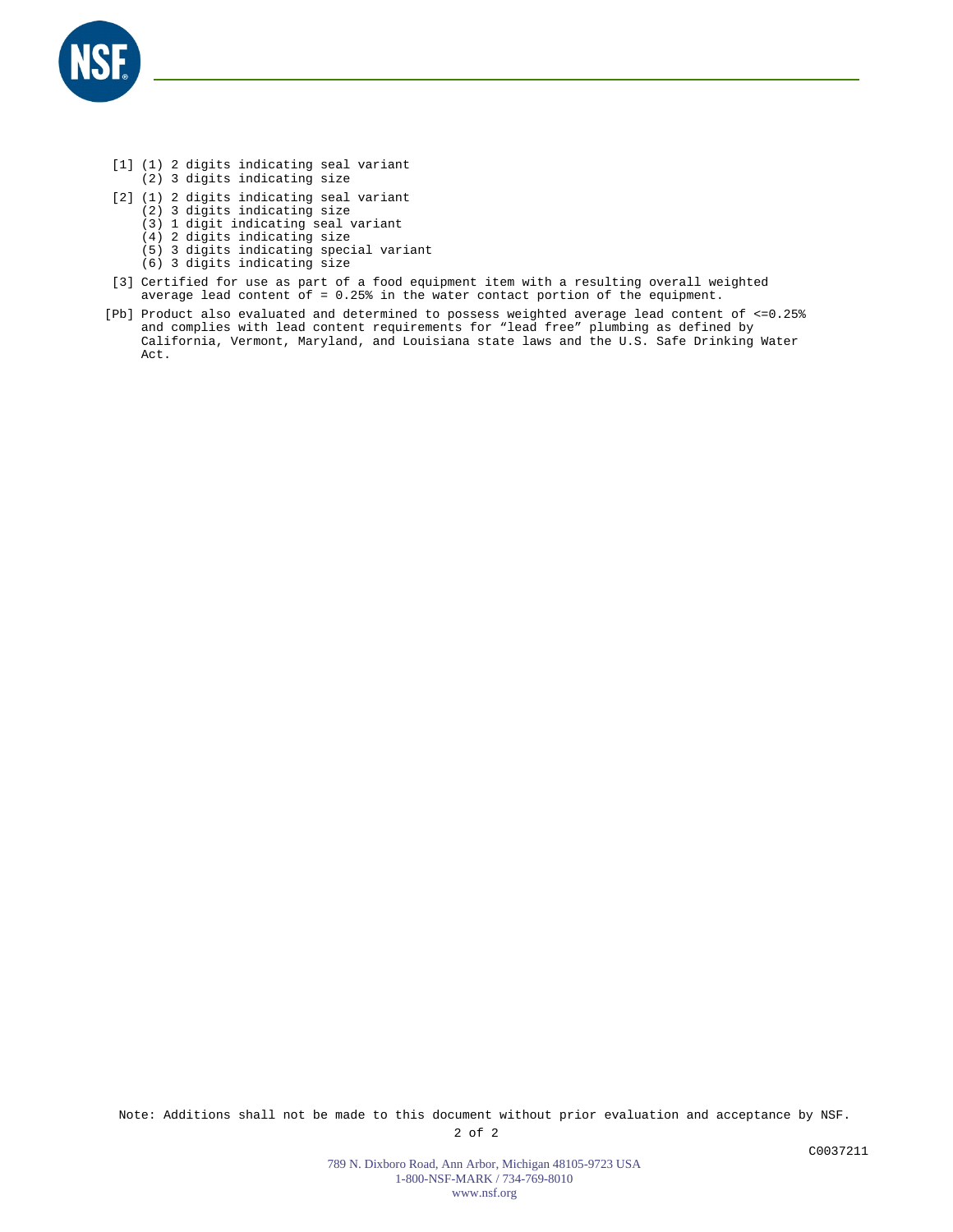[1] (1) 2 digits indicating seal variant
    (2) 3 digits indicating size

[2] (1) 2 digits indicating seal variant
    (2) 3 digits indicating size
    (3) 1 digit indicating seal variant
    (4) 2 digits indicating size
    (5) 3 digits indicating special variant
    (6) 3 digits indicating size

[3] Certified for use as part of a food equipment item with a resulting overall weighted average lead content of = 0.25% in the water contact portion of the equipment.

[Pb] Product also evaluated and determined to possess weighted average lead content of <=0.25% and complies with lead content requirements for "lead free" plumbing as defined by California, Vermont, Maryland, and Louisiana state laws and the U.S. Safe Drinking Water Act.

Note: Additions shall not be made to this document without prior evaluation and acceptance by NSF.

C0037211

789 N. Dixboro Road, Ann Arbor, Michigan 48105-9723 USA
1-800-NSF-MARK / 734-769-8010
www.nsf.org